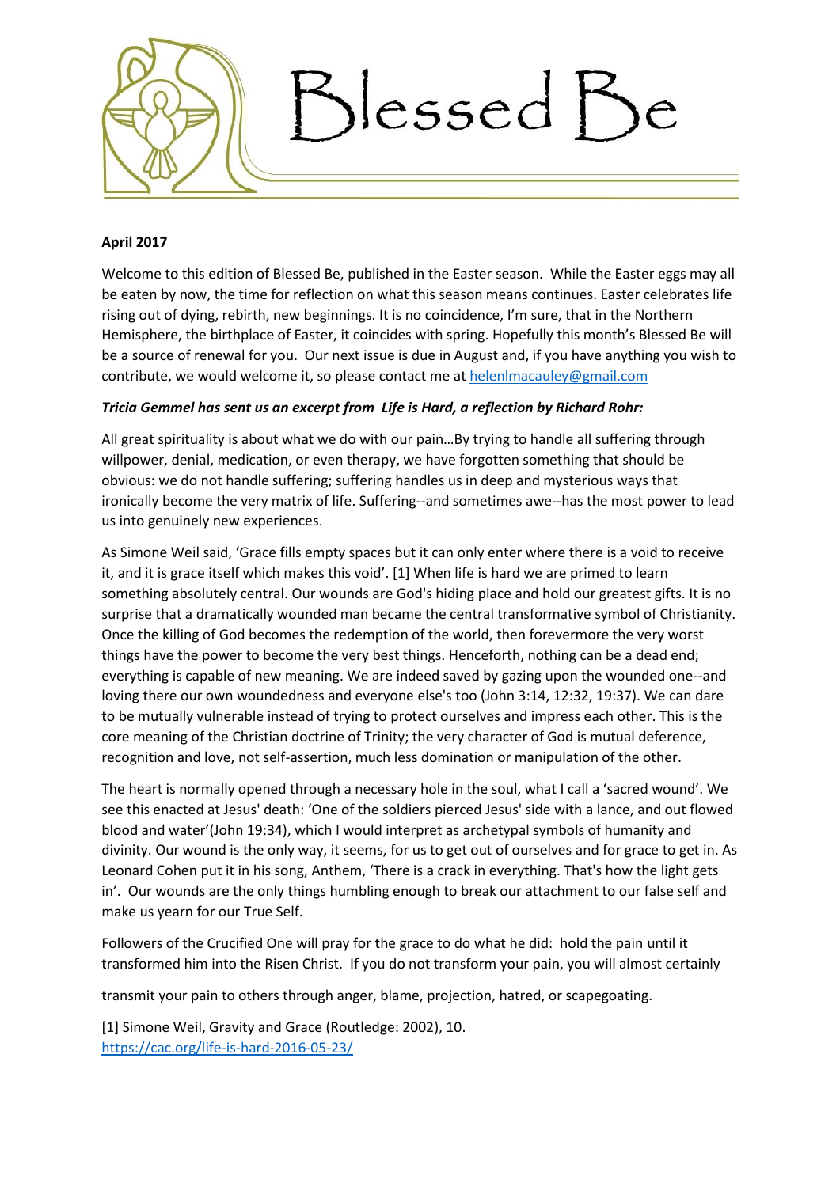# Blessed Be

**April 2017**

Welcome to this edition of Blessed Be, published in the Easter season. While the Easter eggs may all be eaten by now, the time for reflection on what this season means continues. Easter celebrates life rising out of dying, rebirth, new beginnings. It is no coincidence, I'm sure, that in the Northern Hemisphere, the birthplace of Easter, it coincides with spring. Hopefully this month's Blessed Be will be a source of renewal for you. Our next issue is due in August and, if you have anything you wish to contribute, we would welcome it, so please contact me at helenlmacauley@gmail.com

***Tricia Gemmel has sent us an excerpt from Life is Hard, a reflection by Richard Rohr:***

All great spirituality is about what we do with our pain…By trying to handle all suffering through willpower, denial, medication, or even therapy, we have forgotten something that should be obvious: we do not handle suffering; suffering handles us in deep and mysterious ways that ironically become the very matrix of life. Suffering--and sometimes awe--has the most power to lead us into genuinely new experiences.

As Simone Weil said, 'Grace fills empty spaces but it can only enter where there is a void to receive it, and it is grace itself which makes this void'. [1] When life is hard we are primed to learn something absolutely central. Our wounds are God's hiding place and hold our greatest gifts. It is no surprise that a dramatically wounded man became the central transformative symbol of Christianity. Once the killing of God becomes the redemption of the world, then forevermore the very worst things have the power to become the very best things. Henceforth, nothing can be a dead end; everything is capable of new meaning. We are indeed saved by gazing upon the wounded one--and loving there our own woundedness and everyone else's too (John 3:14, 12:32, 19:37). We can dare to be mutually vulnerable instead of trying to protect ourselves and impress each other. This is the core meaning of the Christian doctrine of Trinity; the very character of God is mutual deference, recognition and love, not self-assertion, much less domination or manipulation of the other.

The heart is normally opened through a necessary hole in the soul, what I call a 'sacred wound'. We see this enacted at Jesus' death: 'One of the soldiers pierced Jesus' side with a lance, and out flowed blood and water'(John 19:34), which I would interpret as archetypal symbols of humanity and divinity. Our wound is the only way, it seems, for us to get out of ourselves and for grace to get in. As Leonard Cohen put it in his song, Anthem, 'There is a crack in everything. That's how the light gets in'. Our wounds are the only things humbling enough to break our attachment to our false self and make us yearn for our True Self.

Followers of the Crucified One will pray for the grace to do what he did: hold the pain until it transformed him into the Risen Christ. If you do not transform your pain, you will almost certainly transmit your pain to others through anger, blame, projection, hatred, or scapegoating.

[1] Simone Weil, Gravity and Grace (Routledge: 2002), 10.
https://cac.org/life-is-hard-2016-05-23/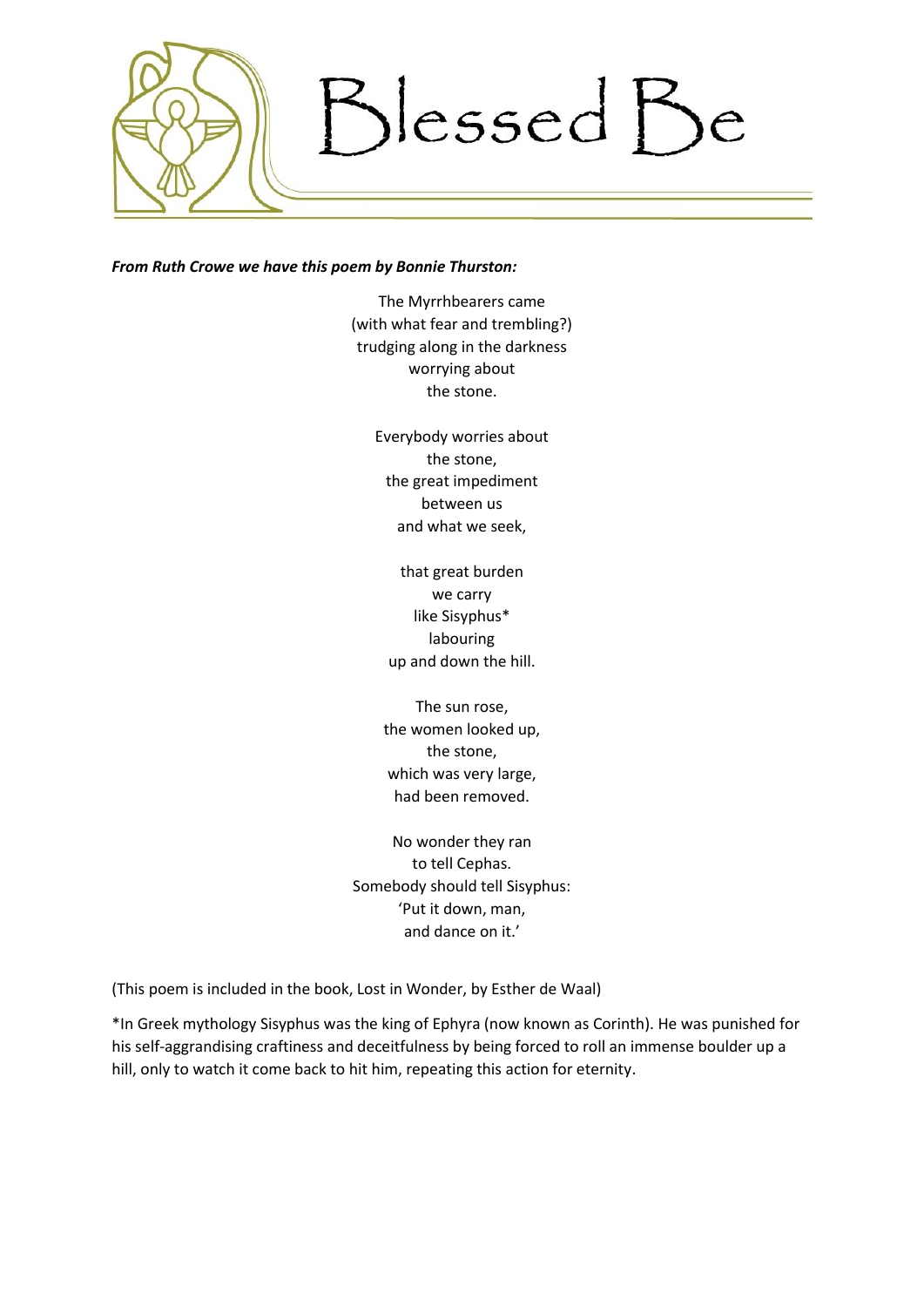# Blessed Be

***From Ruth Crowe we have this poem by Bonnie Thurston:***

The Myrrhbearers came  
(with what fear and trembling?)  
trudging along in the darkness  
worrying about  
the stone.

Everybody worries about  
the stone,  
the great impediment  
between us  
and what we seek,

that great burden  
we carry  
like Sisyphus*  
labouring  
up and down the hill.

The sun rose,  
the women looked up,  
the stone,  
which was very large,  
had been removed.

No wonder they ran  
to tell Cephas.  
Somebody should tell Sisyphus:  
'Put it down, man,  
and dance on it.'

(This poem is included in the book, Lost in Wonder, by Esther de Waal)

*In Greek mythology Sisyphus was the king of Ephyra (now known as Corinth). He was punished for his self-aggrandising craftiness and deceitfulness by being forced to roll an immense boulder up a hill, only to watch it come back to hit him, repeating this action for eternity.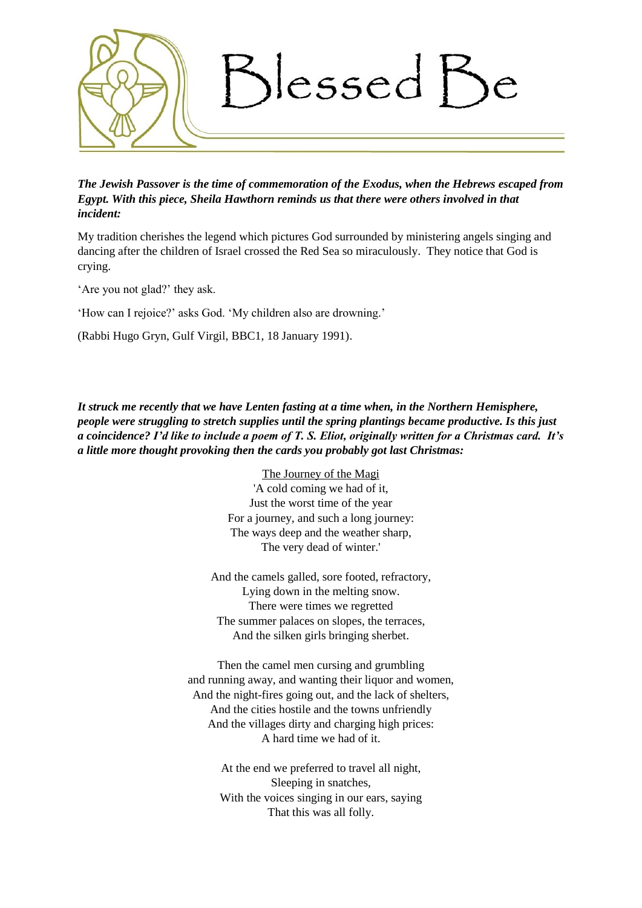# Blessed Be

***The Jewish Passover is the time of commemoration of the Exodus, when the Hebrews escaped from Egypt. With this piece, Sheila Hawthorn reminds us that there were others involved in that incident:***

My tradition cherishes the legend which pictures God surrounded by ministering angels singing and dancing after the children of Israel crossed the Red Sea so miraculously. They notice that God is crying.

'Are you not glad?' they ask.

'How can I rejoice?' asks God. 'My children also are drowning.'

(Rabbi Hugo Gryn, Gulf Virgil, BBC1, 18 January 1991).

***It struck me recently that we have Lenten fasting at a time when, in the Northern Hemisphere, people were struggling to stretch supplies until the spring plantings became productive. Is this just a coincidence? I'd like to include a poem of T. S. Eliot, originally written for a Christmas card. It's a little more thought provoking then the cards you probably got last Christmas:***

<u>The Journey of the Magi</u>

'A cold coming we had of it,
Just the worst time of the year
For a journey, and such a long journey:
The ways deep and the weather sharp,
The very dead of winter.'

And the camels galled, sore footed, refractory,
Lying down in the melting snow.
There were times we regretted
The summer palaces on slopes, the terraces,
And the silken girls bringing sherbet.

Then the camel men cursing and grumbling
and running away, and wanting their liquor and women,
And the night-fires going out, and the lack of shelters,
And the cities hostile and the towns unfriendly
And the villages dirty and charging high prices:
A hard time we had of it.

At the end we preferred to travel all night,
Sleeping in snatches,
With the voices singing in our ears, saying
That this was all folly.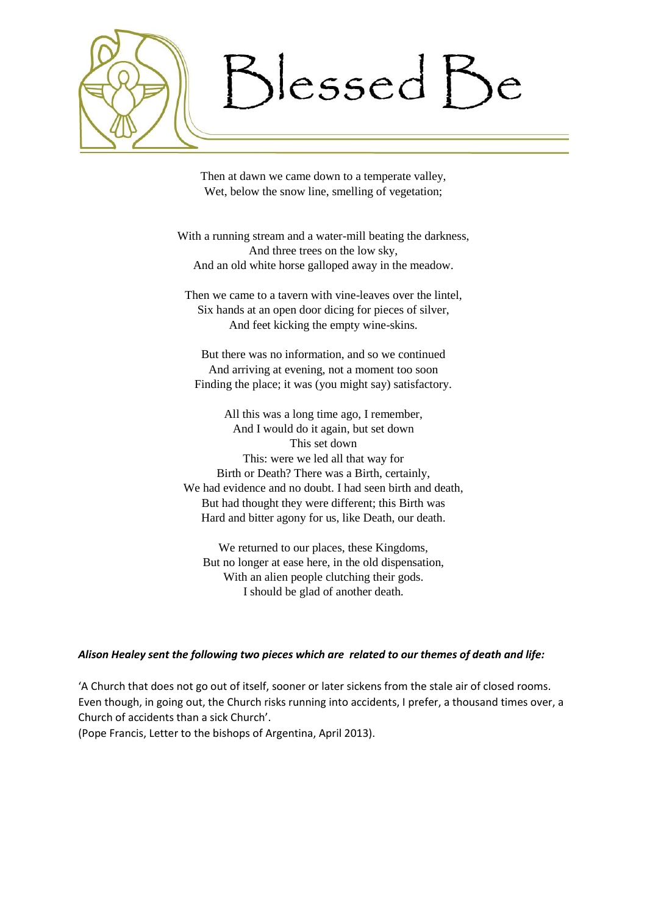Then at dawn we came down to a temperate valley,
Wet, below the snow line, smelling of vegetation;

With a running stream and a water-mill beating the darkness,
And three trees on the low sky,
And an old white horse galloped away in the meadow.

Then we came to a tavern with vine-leaves over the lintel,
Six hands at an open door dicing for pieces of silver,
And feet kicking the empty wine-skins.

But there was no information, and so we continued
And arriving at evening, not a moment too soon
Finding the place; it was (you might say) satisfactory.

All this was a long time ago, I remember,
And I would do it again, but set down
This set down
This: were we led all that way for
Birth or Death? There was a Birth, certainly,
We had evidence and no doubt. I had seen birth and death,
But had thought they were different; this Birth was
Hard and bitter agony for us, like Death, our death.

We returned to our places, these Kingdoms,
But no longer at ease here, in the old dispensation,
With an alien people clutching their gods.
I should be glad of another death.

***Alison Healey sent the following two pieces which are related to our themes of death and life:***

'A Church that does not go out of itself, sooner or later sickens from the stale air of closed rooms. Even though, in going out, the Church risks running into accidents, I prefer, a thousand times over, a Church of accidents than a sick Church'.
(Pope Francis, Letter to the bishops of Argentina, April 2013).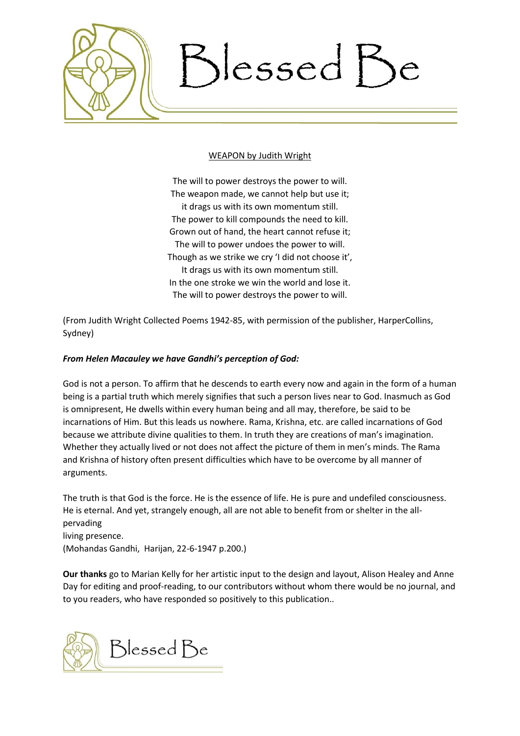WEAPON by Judith Wright

The will to power destroys the power to will.
The weapon made, we cannot help but use it;
it drags us with its own momentum still.
The power to kill compounds the need to kill.
Grown out of hand, the heart cannot refuse it;
The will to power undoes the power to will.
Though as we strike we cry 'I did not choose it',
It drags us with its own momentum still.
In the one stroke we win the world and lose it.
The will to power destroys the power to will.

(From Judith Wright Collected Poems 1942-85, with permission of the publisher, HarperCollins, Sydney)

***From Helen Macauley we have Gandhi's perception of God:***

God is not a person. To affirm that he descends to earth every now and again in the form of a human being is a partial truth which merely signifies that such a person lives near to God. Inasmuch as God is omnipresent, He dwells within every human being and all may, therefore, be said to be incarnations of Him. But this leads us nowhere. Rama, Krishna, etc. are called incarnations of God because we attribute divine qualities to them. In truth they are creations of man's imagination. Whether they actually lived or not does not affect the picture of them in men's minds. The Rama and Krishna of history often present difficulties which have to be overcome by all manner of arguments.

The truth is that God is the force. He is the essence of life. He is pure and undefiled consciousness. He is eternal. And yet, strangely enough, all are not able to benefit from or shelter in the all-pervading
living presence.
(Mohandas Gandhi, Harijan, 22-6-1947 p.200.)

**Our thanks** go to Marian Kelly for her artistic input to the design and layout, Alison Healey and Anne Day for editing and proof-reading, to our contributors without whom there would be no journal, and to you readers, who have responded so positively to this publication..